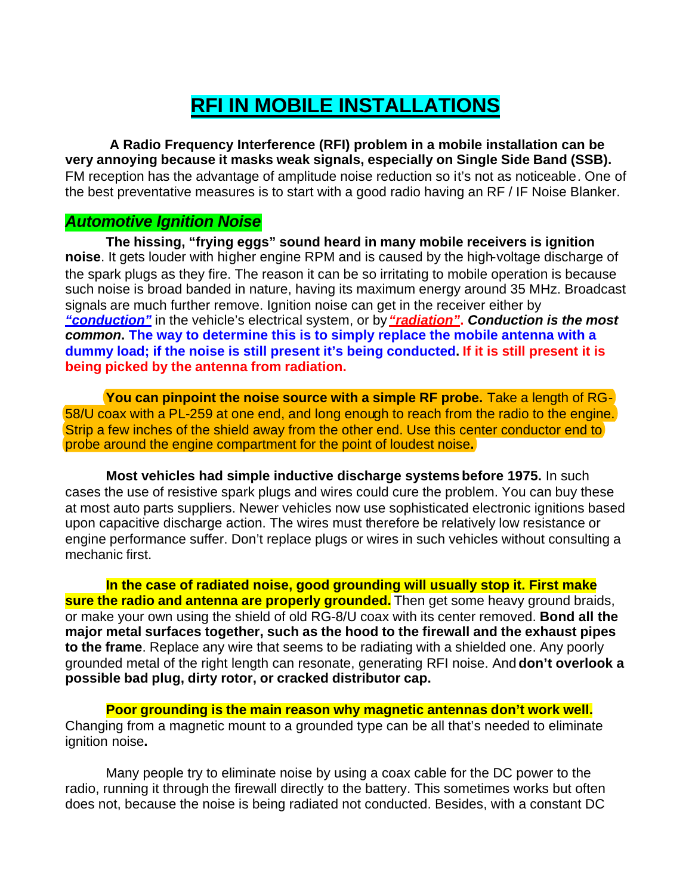# RFI IN MOBILE INSTALLATIONS

**A Radio Frequency Interference (RFI) problem in a mobile installation can be very annoying because it masks weak signals, especially on Single Side Band (SSB).** FM reception has the advantage of amplitude noise reduction so it's not as noticeable. One of the best preventative measures is to start with a good radio having an RF / IF Noise Blanker.

## *Automotive Ignition Noise*

**The hissing, "frying eggs" sound heard in many mobile receivers is ignition noise**. It gets louder with higher engine RPM and is caused by the high-voltage discharge of the spark plugs as they fire. The reason it can be so irritating to mobile operation is because such noise is broad banded in nature, having its maximum energy around 35 MHz. Broadcast signals are much further remove. Ignition noise can get in the receiver either by ***"conduction"*** in the vehicle's electrical system, or by ***"radiation"***. ***Conduction is the most common*****.** **The way to determine this is to simply replace the mobile antenna with a dummy load; if the noise is still present it's being conducted. If it is still present it is being picked by the antenna from radiation.**

**You can pinpoint the noise source with a simple RF probe.** Take a length of RG-58/U coax with a PL-259 at one end, and long enough to reach from the radio to the engine. Strip a few inches of the shield away from the other end. Use this center conductor end to probe around the engine compartment for the point of loudest noise**.**

**Most vehicles had simple inductive discharge systems before 1975.** In such cases the use of resistive spark plugs and wires could cure the problem. You can buy these at most auto parts suppliers. Newer vehicles now use sophisticated electronic ignitions based upon capacitive discharge action. The wires must therefore be relatively low resistance or engine performance suffer. Don't replace plugs or wires in such vehicles without consulting a mechanic first.

**In the case of radiated noise, good grounding will usually stop it. First make sure the radio and antenna are properly grounded.** Then get some heavy ground braids, or make your own using the shield of old RG-8/U coax with its center removed. **Bond all the major metal surfaces together, such as the hood to the firewall and the exhaust pipes to the frame**. Replace any wire that seems to be radiating with a shielded one. Any poorly grounded metal of the right length can resonate, generating RFI noise. And **don't overlook a possible bad plug, dirty rotor, or cracked distributor cap.**

**Poor grounding is the main reason why magnetic antennas don't work well.** Changing from a magnetic mount to a grounded type can be all that's needed to eliminate ignition noise**.**

Many people try to eliminate noise by using a coax cable for the DC power to the radio, running it through the firewall directly to the battery. This sometimes works but often does not, because the noise is being radiated not conducted. Besides, with a constant DC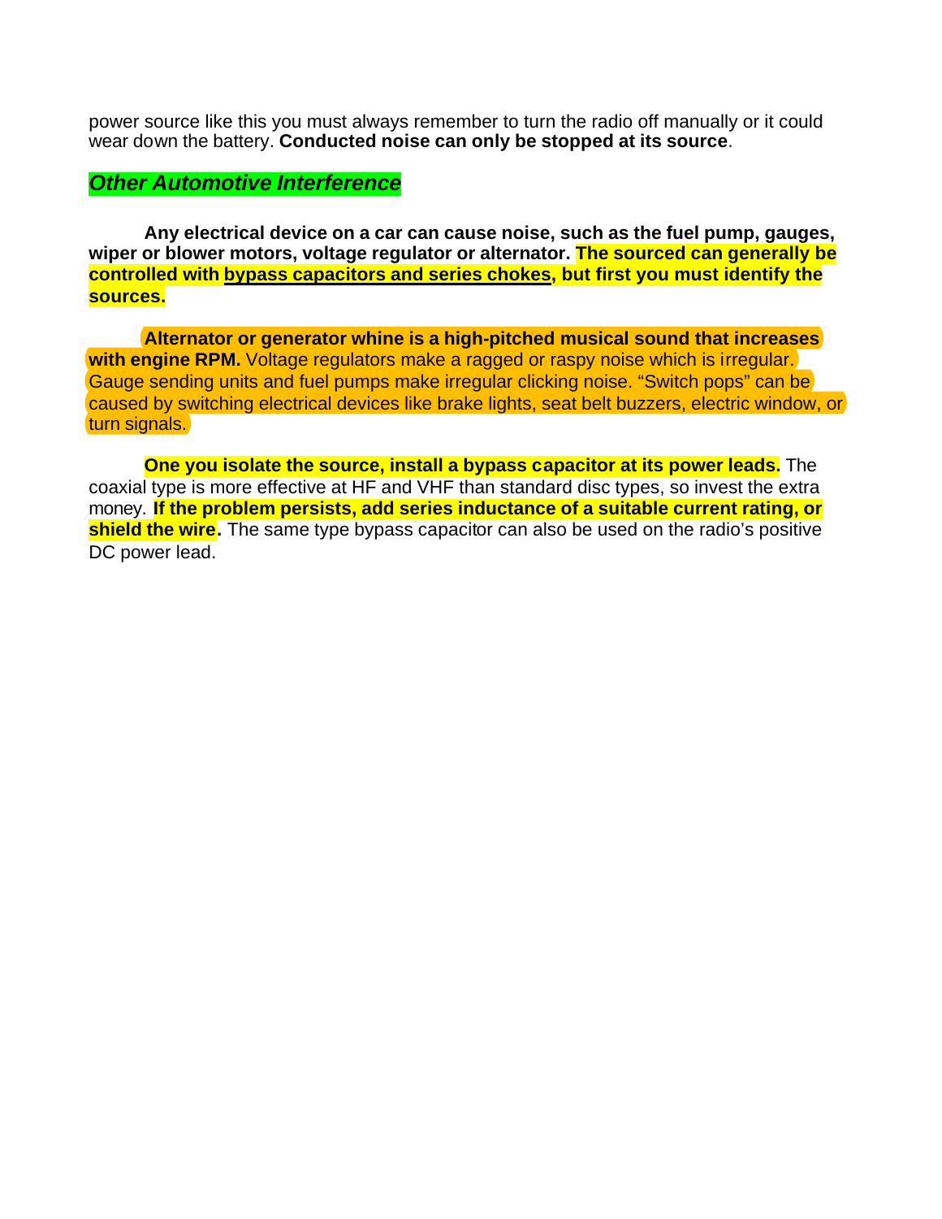power source like this you must always remember to turn the radio off manually or it could wear down the battery. **Conducted noise can only be stopped at its source**.

## ***Other Automotive Interference***

**Any electrical device on a car can cause noise, such as the fuel pump, gauges, wiper or blower motors, voltage regulator or alternator. The sourced can generally be controlled with bypass capacitors and series chokes, but first you must identify the sources.**

**Alternator or generator whine is a high-pitched musical sound that increases with engine RPM.** Voltage regulators make a ragged or raspy noise which is irregular. Gauge sending units and fuel pumps make irregular clicking noise. “Switch pops” can be caused by switching electrical devices like brake lights, seat belt buzzers, electric window, or turn signals.

**One you isolate the source, install a bypass capacitor at its power leads.** The coaxial type is more effective at HF and VHF than standard disc types, so invest the extra money. **If the problem persists, add series inductance of a suitable current rating, or shield the wire.** The same type bypass capacitor can also be used on the radio’s positive DC power lead.